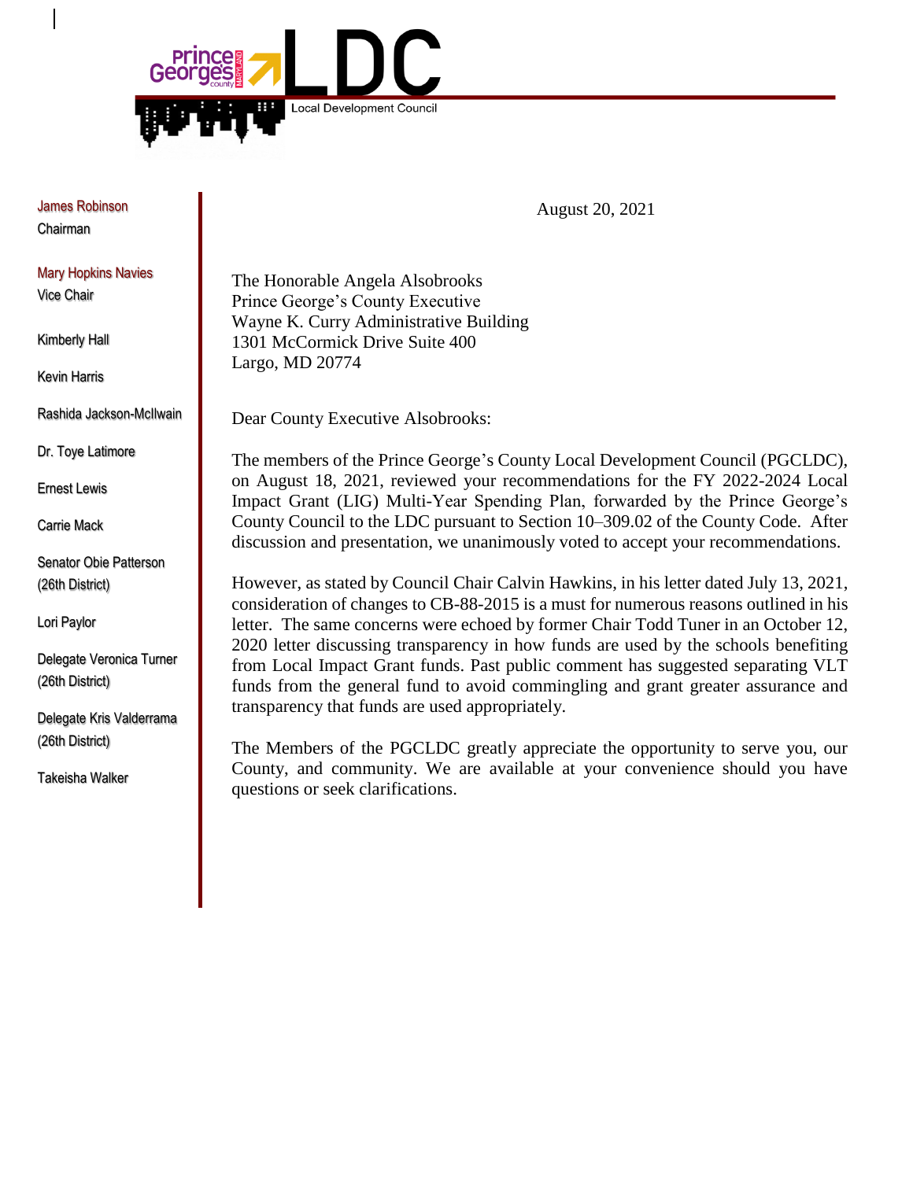Prince George's County MARYLAND

# LDC

Local Development Council

James Robinson
Chairman

Mary Hopkins Navies
Vice Chair

Kimberly Hall

Kevin Harris

Rashida Jackson-McIlwain

Dr. Toye Latimore

Ernest Lewis

Carrie Mack

Senator Obie Patterson
(26th District)

Lori Paylor

Delegate Veronica Turner
(26th District)

Delegate Kris Valderrama
(26th District)

Takeisha Walker

August 20, 2021

The Honorable Angela Alsobrooks
Prince George's County Executive
Wayne K. Curry Administrative Building
1301 McCormick Drive Suite 400
Largo, MD 20774

Dear County Executive Alsobrooks:

The members of the Prince George's County Local Development Council (PGCLDC), on August 18, 2021, reviewed your recommendations for the FY 2022-2024 Local Impact Grant (LIG) Multi-Year Spending Plan, forwarded by the Prince George's County Council to the LDC pursuant to Section 10–309.02 of the County Code. After discussion and presentation, we unanimously voted to accept your recommendations.

However, as stated by Council Chair Calvin Hawkins, in his letter dated July 13, 2021, consideration of changes to CB-88-2015 is a must for numerous reasons outlined in his letter. The same concerns were echoed by former Chair Todd Tuner in an October 12, 2020 letter discussing transparency in how funds are used by the schools benefiting from Local Impact Grant funds. Past public comment has suggested separating VLT funds from the general fund to avoid commingling and grant greater assurance and transparency that funds are used appropriately.

The Members of the PGCLDC greatly appreciate the opportunity to serve you, our County, and community. We are available at your convenience should you have questions or seek clarifications.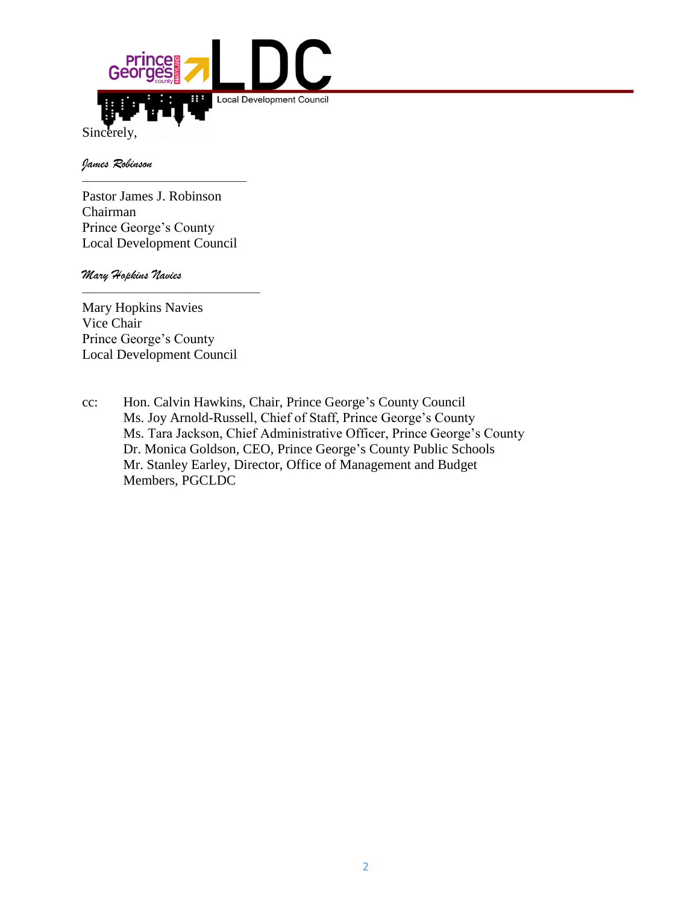Sincerely,

*James Robinson*

Pastor James J. Robinson
Chairman
Prince George's County
Local Development Council

*Mary Hopkins Navies*

Mary Hopkins Navies
Vice Chair
Prince George's County
Local Development Council

cc: Hon. Calvin Hawkins, Chair, Prince George's County Council
Ms. Joy Arnold-Russell, Chief of Staff, Prince George's County
Ms. Tara Jackson, Chief Administrative Officer, Prince George's County
Dr. Monica Goldson, CEO, Prince George's County Public Schools
Mr. Stanley Earley, Director, Office of Management and Budget
Members, PGCLDC